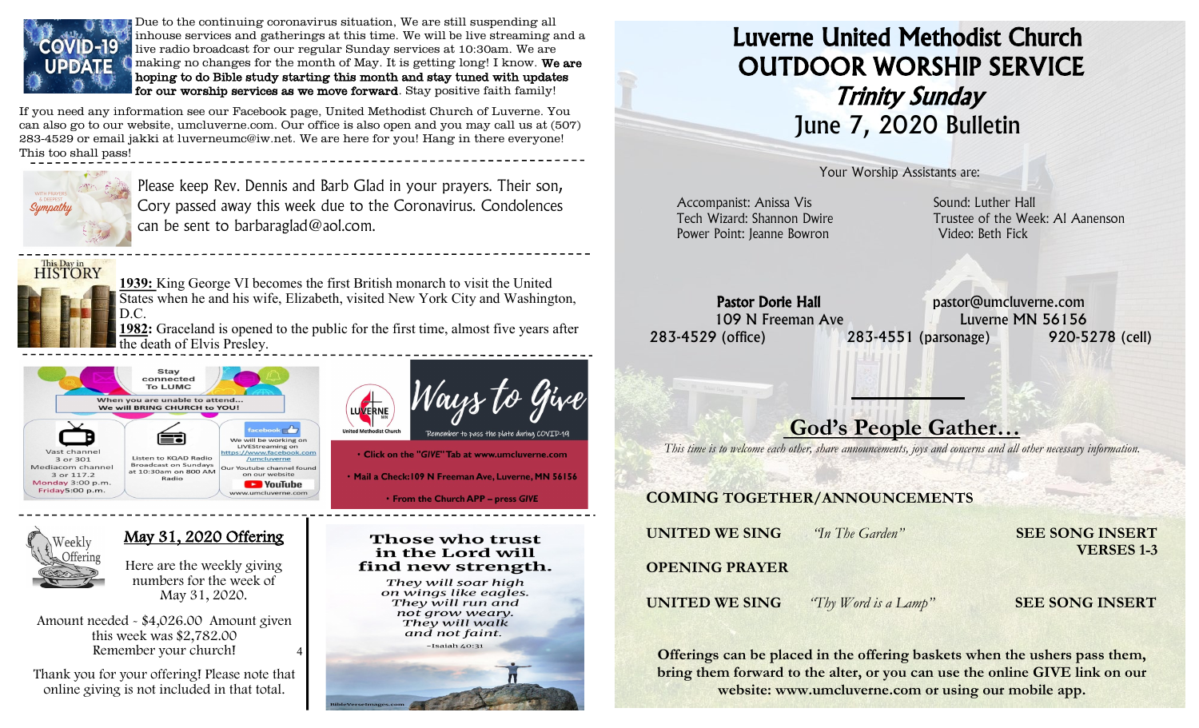**COVID-19 UPDATE**

Due to the continuing coronavirus situation, We are still suspending all inhouse services and gatherings at this time. We will be live streaming and a live radio broadcast for our regular Sunday services at 10:30am. We are making no changes for the month of May. It is getting long! I know. **We are hoping to do Bible study starting this month and stay tuned with updates for our worship services as we move forward**. Stay positive faith family!

If you need any information see our Facebook page, United Methodist Church of Luverne. You can also go to our website, umclüverne.com. Our office is also open and you may call us at (507) 283-4529 or email jakki at luverneumc@iw.net. We are here for you! Hang in there everyone! This too shall pass!

---

*With Prayers & Deepest Sympathy*

Please keep Rev. Dennis and Barb Glad in your prayers. Their son, Cory passed away this week due to the Coronavirus. Condolences can be sent to barbaraglad@aol.com.

---

**This Day in HISTORY**

**1939:** King George VI becomes the first British monarch to visit the United States when he and his wife, Elizabeth, visited New York City and Washington, D.C.

**1982:** Graceland is opened to the public for the first time, almost five years after the death of Elvis Presley.

---

**Stay connected To LUMC**

When you are unable to attend... We will BRING CHURCH to YOU!

- Vast channel 3 or 301, Mediacom channel 3 or 117.2 — Monday 3:00 p.m., Friday 5:00 p.m.
- Listen to KQAD Radio Broadcast on Sundays at 10:30am on 800 AM Radio
- facebook — We will be working on LIVEStreaming on https://www.facebook.com/umcluverne. Our Youtube channel found on our website www.umcluverne.com

**Ways to Give**

Luverne United Methodist Church

*Remember to pass the plate during COVID-19*

- Click on the "*GIVE*" Tab at www.umcluverne.com
- Mail a Check: 109 N Freeman Ave, Luverne, MN 56156
- From the Church APP – press *GIVE*

---

**Weekly Offering**

## May 31, 2020 Offering

Here are the weekly giving numbers for the week of May 31, 2020.

Amount needed - $4,026.00 Amount given this week was $2,782.00
Remember your church!

Thank you for your offering! Please note that online giving is not included in that total.

**Those who trust in the Lord will find new strength.**

*They will soar high on wings like eagles. They will run and not grow weary. They will walk and not faint.*

–Isaiah 40:31

---

# Luverne United Methodist Church
# OUTDOOR WORSHIP SERVICE
## *Trinity Sunday*
## June 7, 2020 Bulletin

Your Worship Assistants are:

Accompanist: Anissa Vis
Tech Wizard: Shannon Dwire
Power Point: Jeanne Bowron
Sound: Luther Hall
Trustee of the Week: Al Aanenson
Video: Beth Fick

**Pastor Dorie Hall** — pastor@umcluverne.com
109 N Freeman Ave, Luverne MN 56156
283-4529 (office) 283-4551 (parsonage) 920-5278 (cell)

## God's People Gather…

*This time is to welcome each other, share announcements, joys and concerns and all other necessary information.*

**COMING TOGETHER/ANNOUNCEMENTS**

**UNITED WE SING** *"In The Garden"* **SEE SONG INSERT VERSES 1-3**

**OPENING PRAYER**

**UNITED WE SING** *"Thy Word is a Lamp"* **SEE SONG INSERT**

**Offerings can be placed in the offering baskets when the ushers pass them, bring them forward to the alter, or you can use the online GIVE link on our website: www.umcluverne.com or using our mobile app.**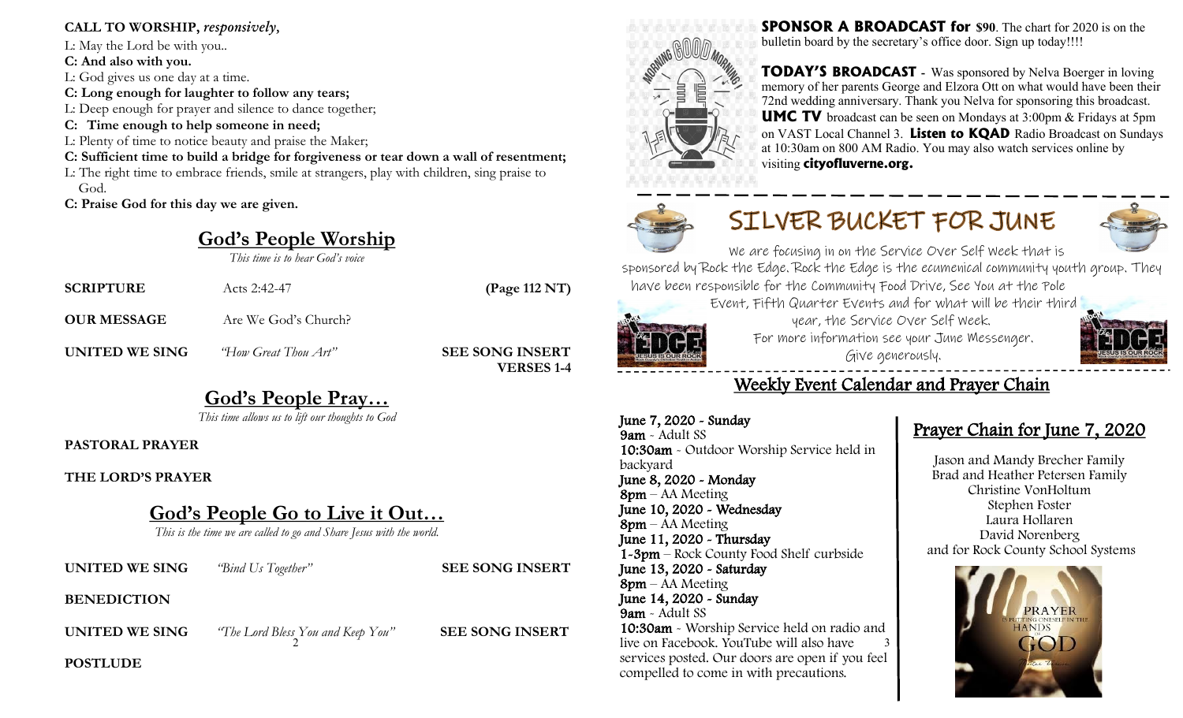**CALL TO WORSHIP,** *responsively,*

L: May the Lord be with you..

**C: And also with you.**

L: God gives us one day at a time.

**C: Long enough for laughter to follow any tears;**

L: Deep enough for prayer and silence to dance together;

**C: Time enough to help someone in need;**

L: Plenty of time to notice beauty and praise the Maker;

**C: Sufficient time to build a bridge for forgiveness or tear down a wall of resentment;**

L: The right time to embrace friends, smile at strangers, play with children, sing praise to God.

**C: Praise God for this day we are given.**

## God's People Worship

*This time is to hear God's voice*

**SCRIPTURE** Acts 2:42-47 **(Page 112 NT)**

**OUR MESSAGE** Are We God's Church?

**UNITED WE SING** *"How Great Thou Art"* **SEE SONG INSERT VERSES 1-4**

## God's People Pray…

*This time allows us to lift our thoughts to God*

**PASTORAL PRAYER**

**THE LORD'S PRAYER**

## God's People Go to Live it Out…

*This is the time we are called to go and Share Jesus with the world.*

**UNITED WE SING** *"Bind Us Together"* **SEE SONG INSERT**

**BENEDICTION**

**UNITED WE SING** *"The Lord Bless You and Keep You"* **SEE SONG INSERT**

**POSTLUDE**

**SPONSOR A BROADCAST for $90**. The chart for 2020 is on the bulletin board by the secretary's office door. Sign up today!!!!

**TODAY'S BROADCAST** - Was sponsored by Nelva Boerger in loving memory of her parents George and Elzora Ott on what would have been their 72nd wedding anniversary. Thank you Nelva for sponsoring this broadcast. **UMC TV** broadcast can be seen on Mondays at 3:00pm & Fridays at 5pm on VAST Local Channel 3. **Listen to KQAD** Radio Broadcast on Sundays at 10:30am on 800 AM Radio. You may also watch services online by visiting **cityofluverne.org.**

## SILVER BUCKET FOR JUNE

We are focusing in on the Service Over Self Week that is sponsored by Rock the Edge. Rock the Edge is the ecumenical community youth group. They have been responsible for the Community Food Drive, See You at the Pole Event, Fifth Quarter Events and for what will be their third year, the Service Over Self Week. For more information see your June Messenger. Give generously.

## Weekly Event Calendar and Prayer Chain

**June 7, 2020 - Sunday**
**9am** - Adult SS
**10:30am** - Outdoor Worship Service held in backyard
**June 8, 2020 - Monday**
**8pm** – AA Meeting
**June 10, 2020 - Wednesday**
**8pm** – AA Meeting
**June 11, 2020 - Thursday**
**1-3pm** – Rock County Food Shelf curbside
**June 13, 2020 - Saturday**
**8pm** – AA Meeting
**June 14, 2020 - Sunday**
**9am** - Adult SS
**10:30am** - Worship Service held on radio and live on Facebook. YouTube will also have services posted. Our doors are open if you feel compelled to come in with precautions.

### Prayer Chain for June 7, 2020

Jason and Mandy Brecher Family
Brad and Heather Petersen Family
Christine VonHoltum
Stephen Foster
Laura Hollaren
David Norenberg
and for Rock County School Systems